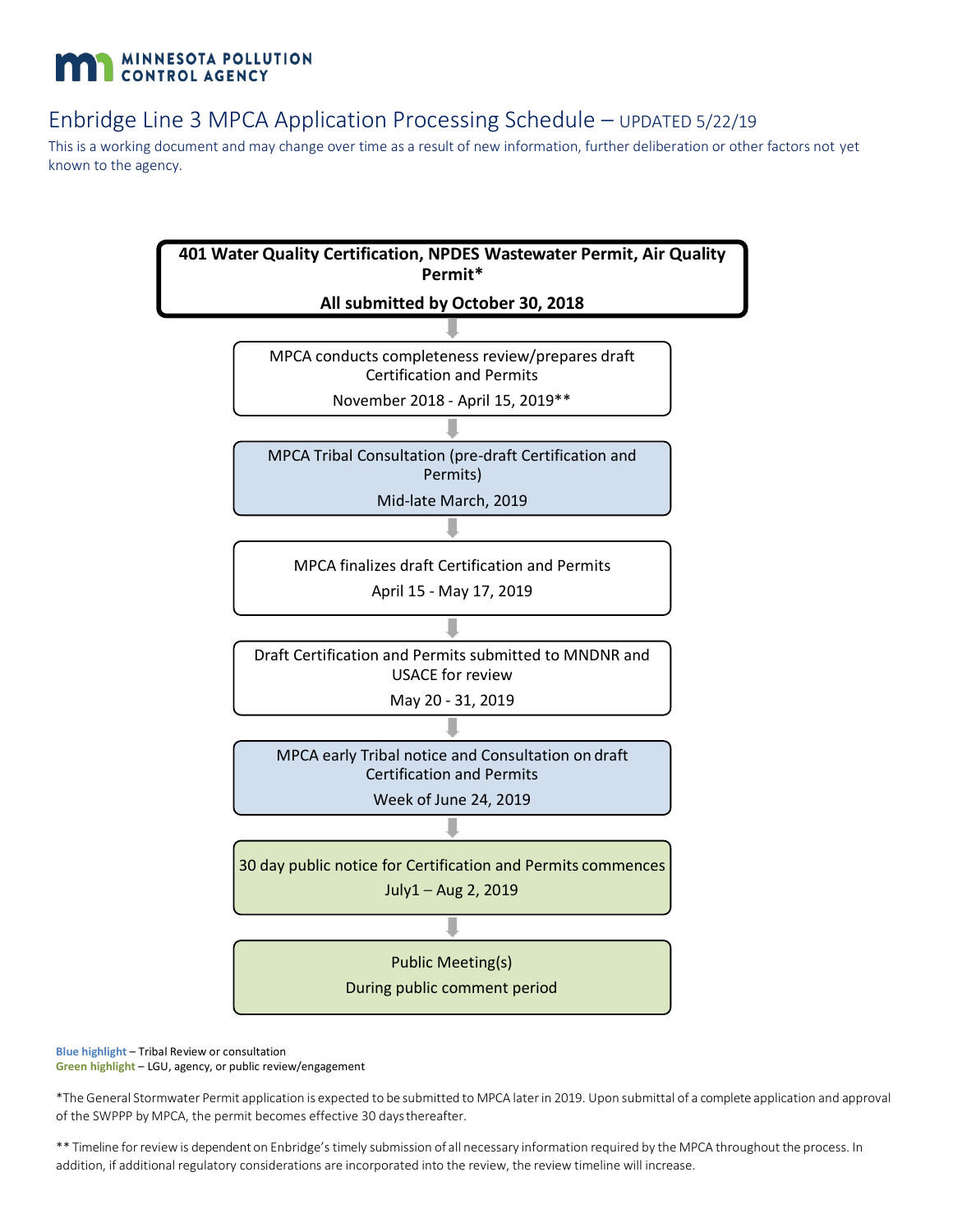MINNESOTA POLLUTION CONTROL AGENCY

# Enbridge Line 3 MPCA Application Processing Schedule – UPDATED 5/22/19

This is a working document and may change over time as a result of new information, further deliberation or other factors not yet known to the agency.

**401 Water Quality Certification, NPDES Wastewater Permit, Air Quality Permit***

**All submitted by October 30, 2018**

↓

MPCA conducts completeness review/prepares draft Certification and Permits

November 2018 - April 15, 2019**

↓

MPCA Tribal Consultation (pre-draft Certification and Permits)

Mid-late March, 2019

↓

MPCA finalizes draft Certification and Permits

April 15 - May 17, 2019

↓

Draft Certification and Permits submitted to MNDNR and USACE for review

May 20 - 31, 2019

↓

MPCA early Tribal notice and Consultation on draft Certification and Permits

Week of June 24, 2019

↓

30 day public notice for Certification and Permits commences

July1 – Aug 2, 2019

↓

Public Meeting(s)

During public comment period

**Blue highlight** – Tribal Review or consultation
**Green highlight** – LGU, agency, or public review/engagement

*The General Stormwater Permit application is expected to be submitted to MPCA later in 2019. Upon submittal of a complete application and approval of the SWPPP by MPCA, the permit becomes effective 30 days thereafter.

** Timeline for review is dependent on Enbridge's timely submission of all necessary information required by the MPCA throughout the process. In addition, if additional regulatory considerations are incorporated into the review, the review timeline will increase.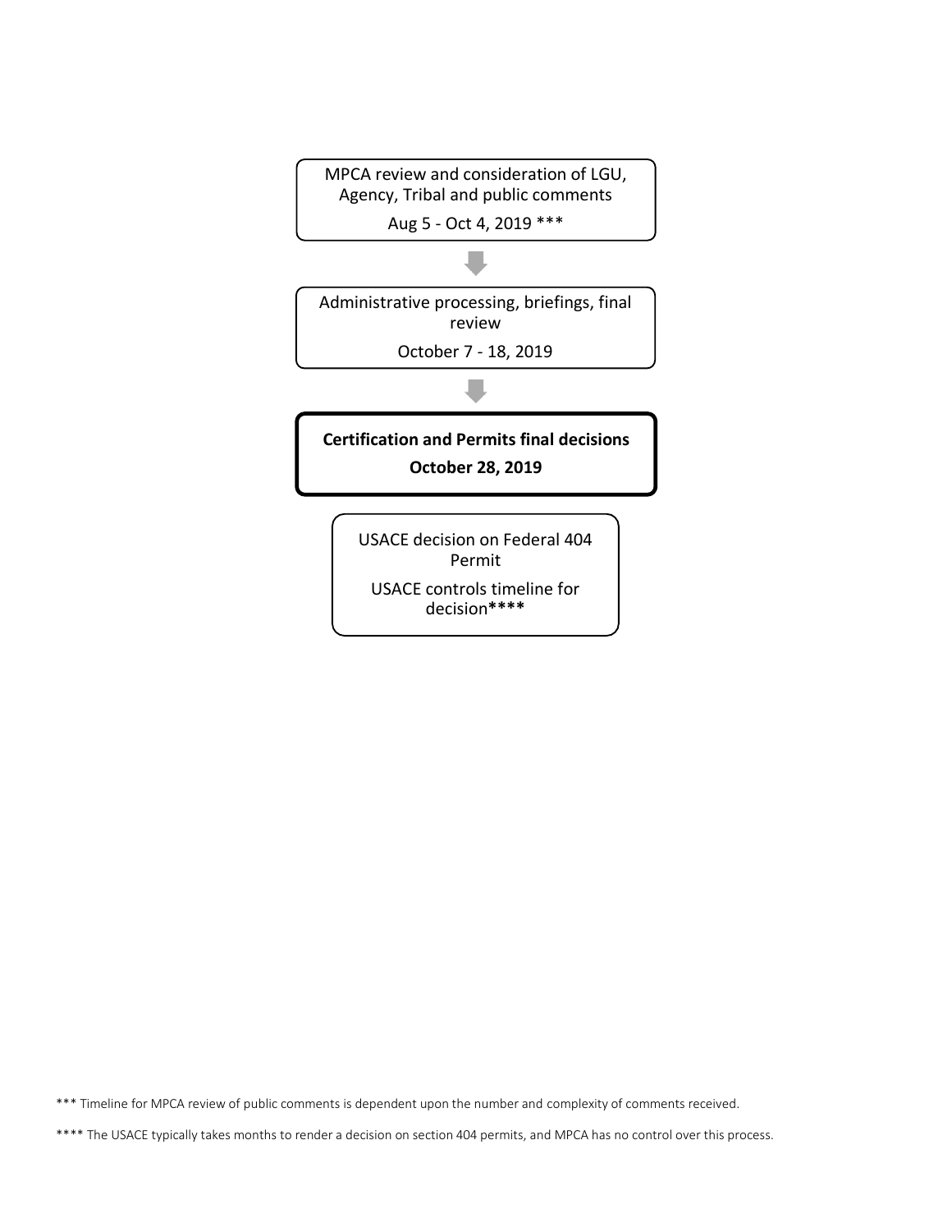MPCA review and consideration of LGU, Agency, Tribal and public comments

Aug 5 - Oct 4, 2019 ***

Administrative processing, briefings, final review

October 7 - 18, 2019

**Certification and Permits final decisions**

**October 28, 2019**

USACE decision on Federal 404 Permit

USACE controls timeline for decision****

*** Timeline for MPCA review of public comments is dependent upon the number and complexity of comments received.

**** The USACE typically takes months to render a decision on section 404 permits, and MPCA has no control over this process.